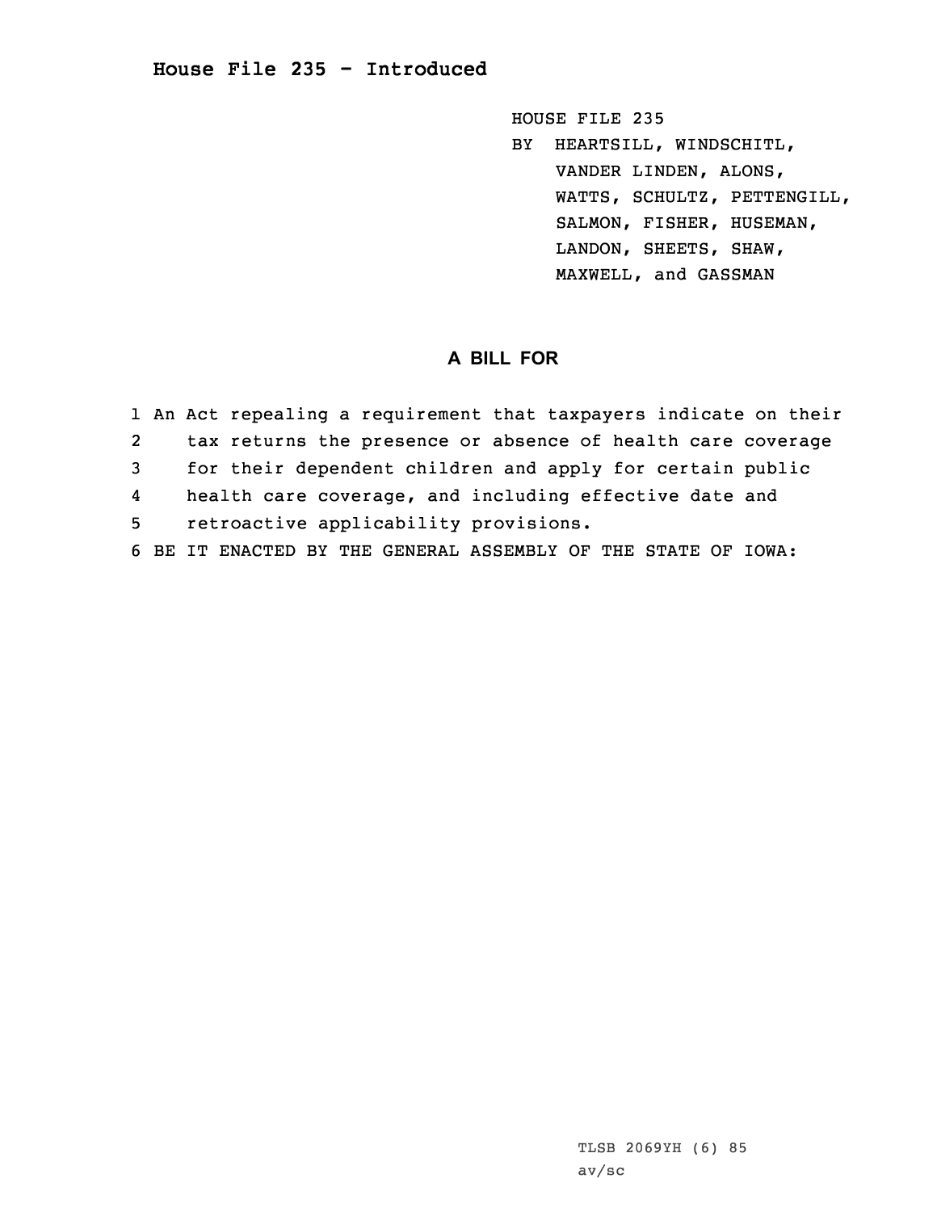# House File 235 - Introduced

HOUSE FILE 235
BY HEARTSILL, WINDSCHITL, VANDER LINDEN, ALONS, WATTS, SCHULTZ, PETTENGILL, SALMON, FISHER, HUSEMAN, LANDON, SHEETS, SHAW, MAXWELL, and GASSMAN

## A BILL FOR

1 An Act repealing a requirement that taxpayers indicate on their
2 tax returns the presence or absence of health care coverage
3 for their dependent children and apply for certain public
4 health care coverage, and including effective date and
5 retroactive applicability provisions.
6 BE IT ENACTED BY THE GENERAL ASSEMBLY OF THE STATE OF IOWA:

TLSB 2069YH (6) 85
av/sc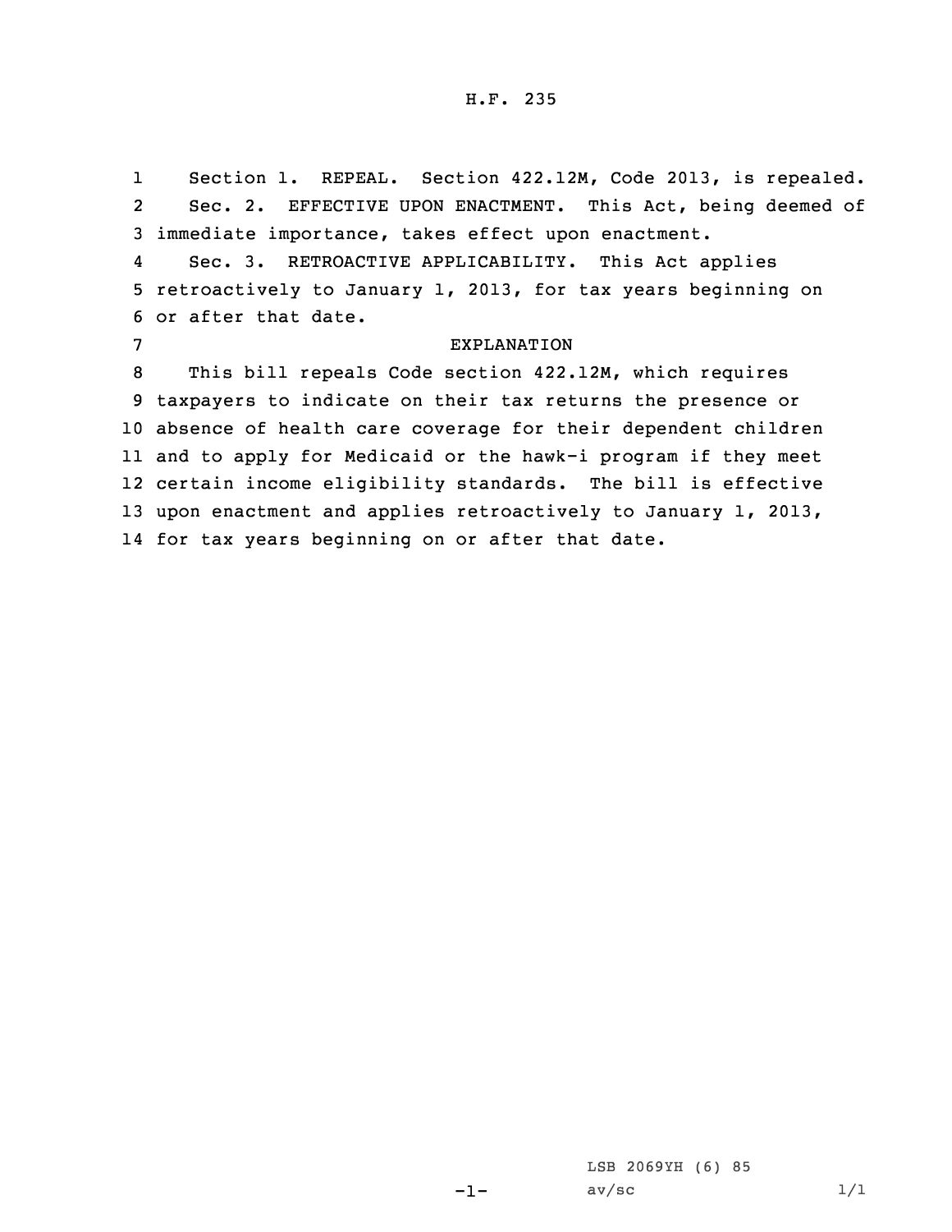H.F. 235

Section 1. REPEAL. Section 422.12M, Code 2013, is repealed.

Sec. 2. EFFECTIVE UPON ENACTMENT. This Act, being deemed of immediate importance, takes effect upon enactment.

Sec. 3. RETROACTIVE APPLICABILITY. This Act applies retroactively to January 1, 2013, for tax years beginning on or after that date.

EXPLANATION

This bill repeals Code section 422.12M, which requires taxpayers to indicate on their tax returns the presence or absence of health care coverage for their dependent children and to apply for Medicaid or the hawk-i program if they meet certain income eligibility standards. The bill is effective upon enactment and applies retroactively to January 1, 2013, for tax years beginning on or after that date.

LSB 2069YH (6) 85

av/sc